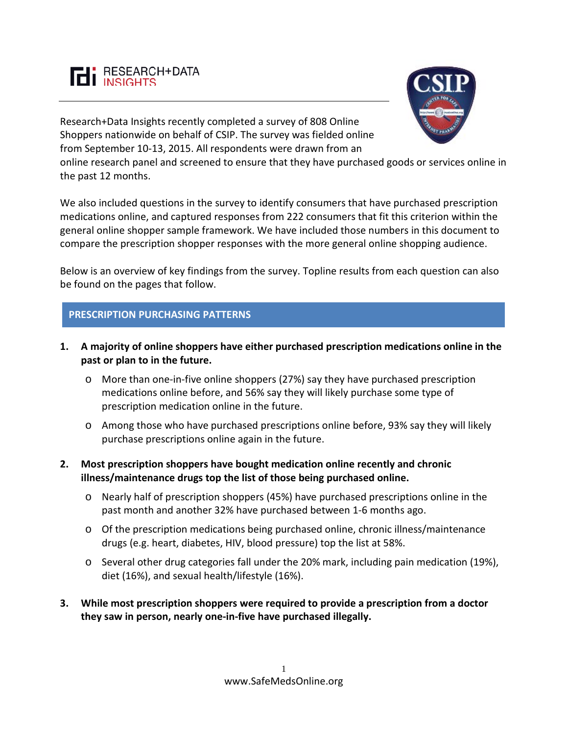RESEARCH+DATA INSIGHTS

Research+Data Insights recently completed a survey of 808 Online Shoppers nationwide on behalf of CSIP. The survey was fielded online from September 10-13, 2015. All respondents were drawn from an online research panel and screened to ensure that they have purchased goods or services online in the past 12 months.

We also included questions in the survey to identify consumers that have purchased prescription medications online, and captured responses from 222 consumers that fit this criterion within the general online shopper sample framework. We have included those numbers in this document to compare the prescription shopper responses with the more general online shopping audience.

Below is an overview of key findings from the survey. Topline results from each question can also be found on the pages that follow.

## PRESCRIPTION PURCHASING PATTERNS

1. **A majority of online shoppers have either purchased prescription medications online in the past or plan to in the future.**
   - More than one-in-five online shoppers (27%) say they have purchased prescription medications online before, and 56% say they will likely purchase some type of prescription medication online in the future.
   - Among those who have purchased prescriptions online before, 93% say they will likely purchase prescriptions online again in the future.

2. **Most prescription shoppers have bought medication online recently and chronic illness/maintenance drugs top the list of those being purchased online.**
   - Nearly half of prescription shoppers (45%) have purchased prescriptions online in the past month and another 32% have purchased between 1-6 months ago.
   - Of the prescription medications being purchased online, chronic illness/maintenance drugs (e.g. heart, diabetes, HIV, blood pressure) top the list at 58%.
   - Several other drug categories fall under the 20% mark, including pain medication (19%), diet (16%), and sexual health/lifestyle (16%).

3. **While most prescription shoppers were required to provide a prescription from a doctor they saw in person, nearly one-in-five have purchased illegally.**

www.SafeMedsOnline.org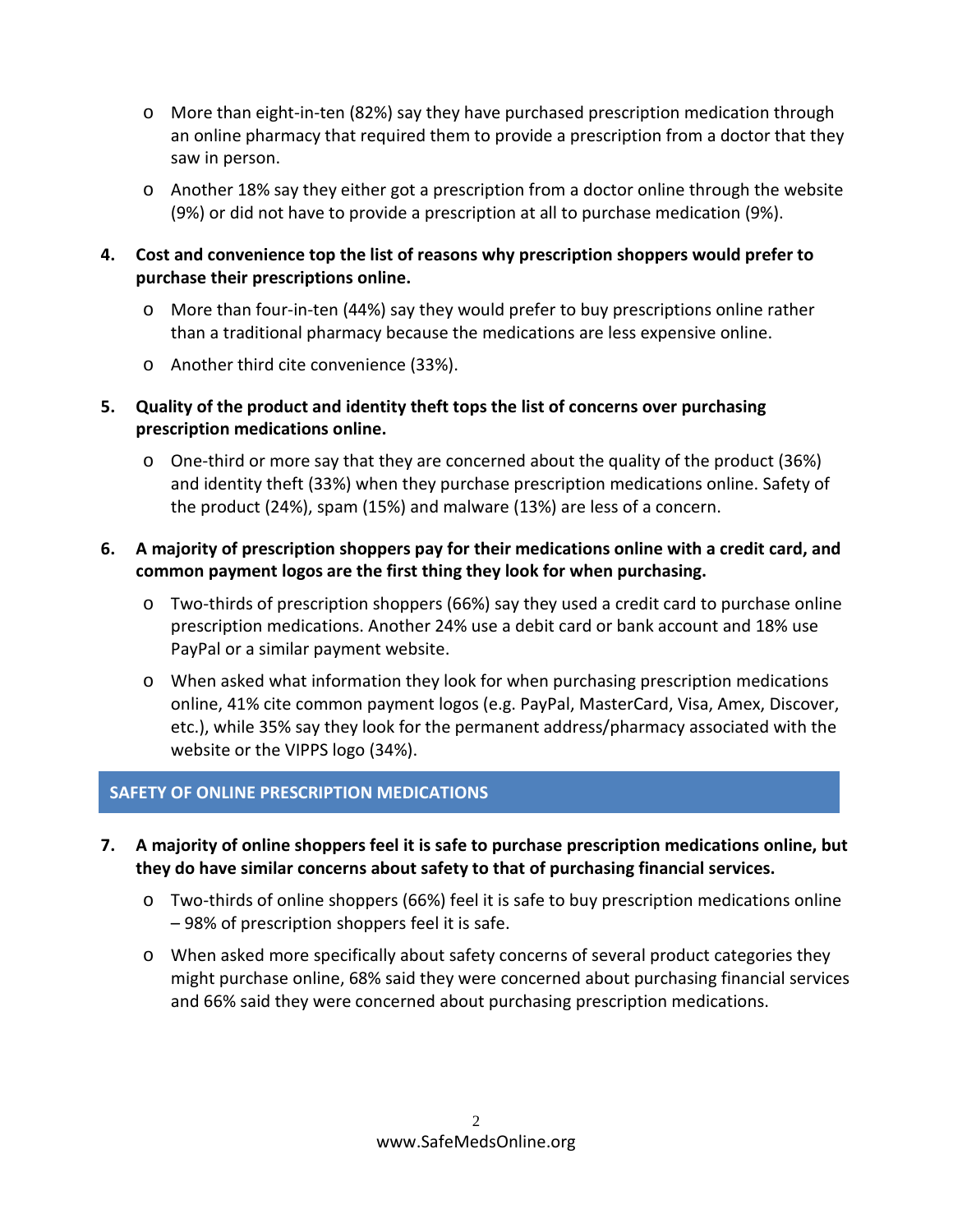- More than eight-in-ten (82%) say they have purchased prescription medication through an online pharmacy that required them to provide a prescription from a doctor that they saw in person.
- Another 18% say they either got a prescription from a doctor online through the website (9%) or did not have to provide a prescription at all to purchase medication (9%).

4. **Cost and convenience top the list of reasons why prescription shoppers would prefer to purchase their prescriptions online.**
   - More than four-in-ten (44%) say they would prefer to buy prescriptions online rather than a traditional pharmacy because the medications are less expensive online.
   - Another third cite convenience (33%).

5. **Quality of the product and identity theft tops the list of concerns over purchasing prescription medications online.**
   - One-third or more say that they are concerned about the quality of the product (36%) and identity theft (33%) when they purchase prescription medications online. Safety of the product (24%), spam (15%) and malware (13%) are less of a concern.

6. **A majority of prescription shoppers pay for their medications online with a credit card, and common payment logos are the first thing they look for when purchasing.**
   - Two-thirds of prescription shoppers (66%) say they used a credit card to purchase online prescription medications. Another 24% use a debit card or bank account and 18% use PayPal or a similar payment website.
   - When asked what information they look for when purchasing prescription medications online, 41% cite common payment logos (e.g. PayPal, MasterCard, Visa, Amex, Discover, etc.), while 35% say they look for the permanent address/pharmacy associated with the website or the VIPPS logo (34%).

## SAFETY OF ONLINE PRESCRIPTION MEDICATIONS

7. **A majority of online shoppers feel it is safe to purchase prescription medications online, but they do have similar concerns about safety to that of purchasing financial services.**
   - Two-thirds of online shoppers (66%) feel it is safe to buy prescription medications online – 98% of prescription shoppers feel it is safe.
   - When asked more specifically about safety concerns of several product categories they might purchase online, 68% said they were concerned about purchasing financial services and 66% said they were concerned about purchasing prescription medications.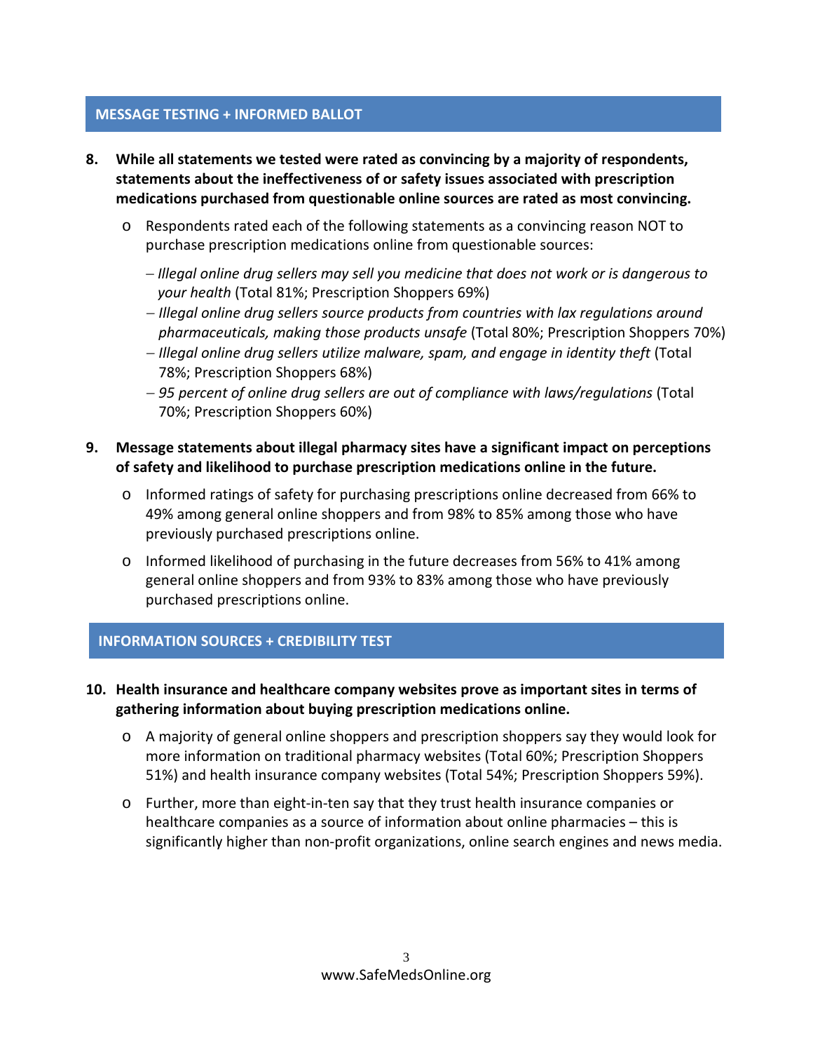## MESSAGE TESTING + INFORMED BALLOT

8. **While all statements we tested were rated as convincing by a majority of respondents, statements about the ineffectiveness of or safety issues associated with prescription medications purchased from questionable online sources are rated as most convincing.**

   - Respondents rated each of the following statements as a convincing reason NOT to purchase prescription medications online from questionable sources:

     – *Illegal online drug sellers may sell you medicine that does not work or is dangerous to your health* (Total 81%; Prescription Shoppers 69%)
     – *Illegal online drug sellers source products from countries with lax regulations around pharmaceuticals, making those products unsafe* (Total 80%; Prescription Shoppers 70%)
     – *Illegal online drug sellers utilize malware, spam, and engage in identity theft* (Total 78%; Prescription Shoppers 68%)
     – *95 percent of online drug sellers are out of compliance with laws/regulations* (Total 70%; Prescription Shoppers 60%)

9. **Message statements about illegal pharmacy sites have a significant impact on perceptions of safety and likelihood to purchase prescription medications online in the future.**

   - Informed ratings of safety for purchasing prescriptions online decreased from 66% to 49% among general online shoppers and from 98% to 85% among those who have previously purchased prescriptions online.

   - Informed likelihood of purchasing in the future decreases from 56% to 41% among general online shoppers and from 93% to 83% among those who have previously purchased prescriptions online.

## INFORMATION SOURCES + CREDIBILITY TEST

10. **Health insurance and healthcare company websites prove as important sites in terms of gathering information about buying prescription medications online.**

    - A majority of general online shoppers and prescription shoppers say they would look for more information on traditional pharmacy websites (Total 60%; Prescription Shoppers 51%) and health insurance company websites (Total 54%; Prescription Shoppers 59%).

    - Further, more than eight-in-ten say that they trust health insurance companies or healthcare companies as a source of information about online pharmacies – this is significantly higher than non-profit organizations, online search engines and news media.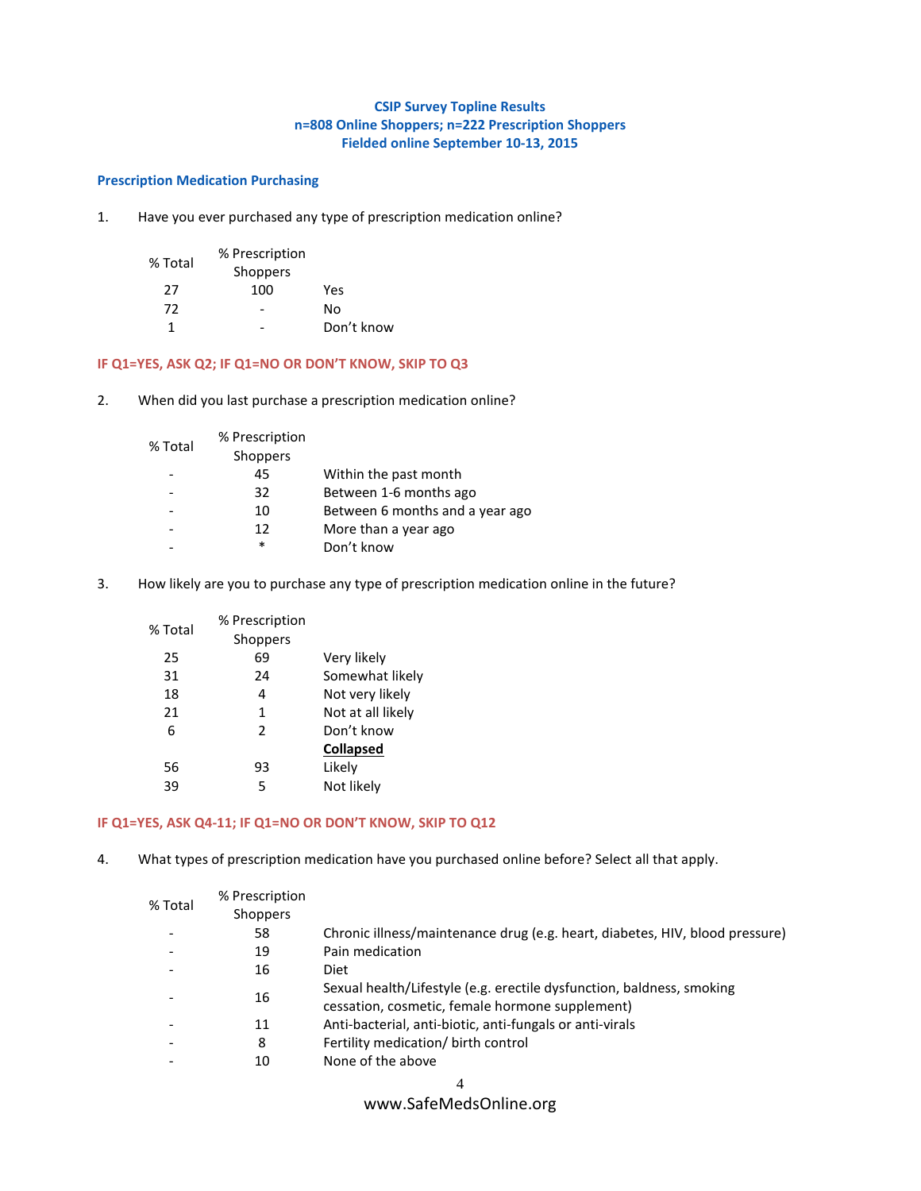**CSIP Survey Topline Results**
**n=808 Online Shoppers; n=222 Prescription Shoppers**
**Fielded online September 10-13, 2015**

## Prescription Medication Purchasing

1. Have you ever purchased any type of prescription medication online?

| % Total | % Prescription Shoppers | |
|---|---|---|
| 27 | 100 | Yes |
| 72 | - | No |
| 1 | - | Don't know |

**IF Q1=YES, ASK Q2; IF Q1=NO OR DON'T KNOW, SKIP TO Q3**

2. When did you last purchase a prescription medication online?

| % Total | % Prescription Shoppers | |
|---|---|---|
| - | 45 | Within the past month |
| - | 32 | Between 1-6 months ago |
| - | 10 | Between 6 months and a year ago |
| - | 12 | More than a year ago |
| - | * | Don't know |

3. How likely are you to purchase any type of prescription medication online in the future?

| % Total | % Prescription Shoppers | |
|---|---|---|
| 25 | 69 | Very likely |
| 31 | 24 | Somewhat likely |
| 18 | 4 | Not very likely |
| 21 | 1 | Not at all likely |
| 6 | 2 | Don't know |
| | | **Collapsed** |
| 56 | 93 | Likely |
| 39 | 5 | Not likely |

**IF Q1=YES, ASK Q4-11; IF Q1=NO OR DON'T KNOW, SKIP TO Q12**

4. What types of prescription medication have you purchased online before? Select all that apply.

| % Total | % Prescription Shoppers | |
|---|---|---|
| - | 58 | Chronic illness/maintenance drug (e.g. heart, diabetes, HIV, blood pressure) |
| - | 19 | Pain medication |
| - | 16 | Diet |
| - | 16 | Sexual health/Lifestyle (e.g. erectile dysfunction, baldness, smoking cessation, cosmetic, female hormone supplement) |
| - | 11 | Anti-bacterial, anti-biotic, anti-fungals or anti-virals |
| - | 8 | Fertility medication/ birth control |
| - | 10 | None of the above |

www.SafeMedsOnline.org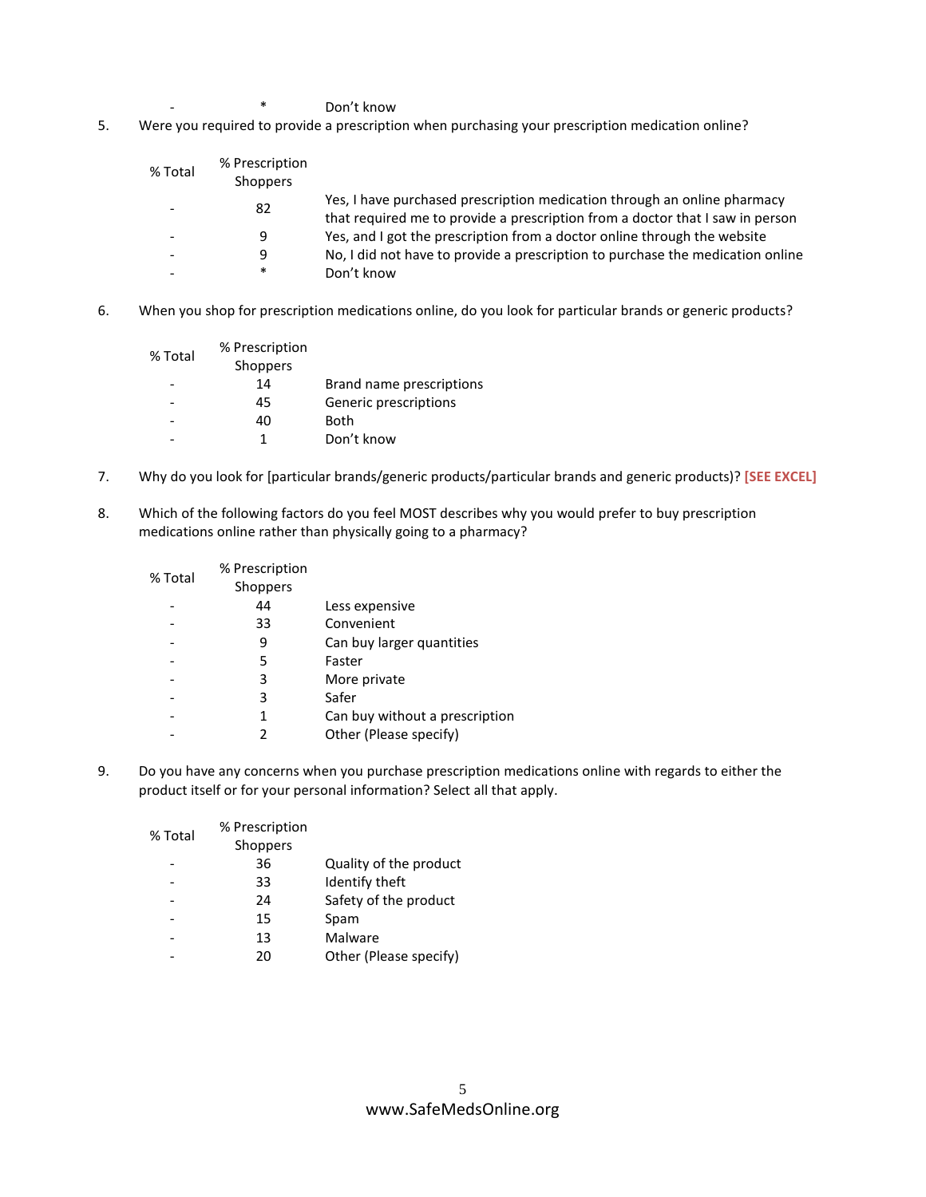| | | |
|---|---|---|
| - | * | Don't know |

5. Were you required to provide a prescription when purchasing your prescription medication online?

| % Total | % Prescription Shoppers | |
|---|---|---|
| - | 82 | Yes, I have purchased prescription medication through an online pharmacy that required me to provide a prescription from a doctor that I saw in person |
| - | 9 | Yes, and I got the prescription from a doctor online through the website |
| - | 9 | No, I did not have to provide a prescription to purchase the medication online |
| - | * | Don't know |

6. When you shop for prescription medications online, do you look for particular brands or generic products?

| % Total | % Prescription Shoppers | |
|---|---|---|
| - | 14 | Brand name prescriptions |
| - | 45 | Generic prescriptions |
| - | 40 | Both |
| - | 1 | Don't know |

7. Why do you look for [particular brands/generic products/particular brands and generic products)? **[SEE EXCEL]**

8. Which of the following factors do you feel MOST describes why you would prefer to buy prescription medications online rather than physically going to a pharmacy?

| % Total | % Prescription Shoppers | |
|---|---|---|
| - | 44 | Less expensive |
| - | 33 | Convenient |
| - | 9 | Can buy larger quantities |
| - | 5 | Faster |
| - | 3 | More private |
| - | 3 | Safer |
| - | 1 | Can buy without a prescription |
| - | 2 | Other (Please specify) |

9. Do you have any concerns when you purchase prescription medications online with regards to either the product itself or for your personal information? Select all that apply.

| % Total | % Prescription Shoppers | |
|---|---|---|
| - | 36 | Quality of the product |
| - | 33 | Identify theft |
| - | 24 | Safety of the product |
| - | 15 | Spam |
| - | 13 | Malware |
| - | 20 | Other (Please specify) |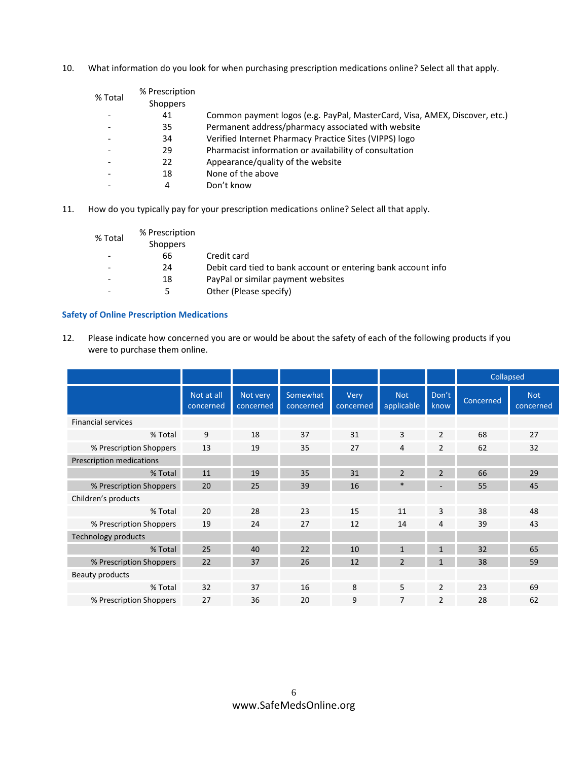10. What information do you look for when purchasing prescription medications online? Select all that apply.

| % Total | % Prescription Shoppers | |
|---|---|---|
| - | 41 | Common payment logos (e.g. PayPal, MasterCard, Visa, AMEX, Discover, etc.) |
| - | 35 | Permanent address/pharmacy associated with website |
| - | 34 | Verified Internet Pharmacy Practice Sites (VIPPS) logo |
| - | 29 | Pharmacist information or availability of consultation |
| - | 22 | Appearance/quality of the website |
| - | 18 | None of the above |
| - | 4 | Don't know |

11. How do you typically pay for your prescription medications online? Select all that apply.

| % Total | % Prescription Shoppers | |
|---|---|---|
| - | 66 | Credit card |
| - | 24 | Debit card tied to bank account or entering bank account info |
| - | 18 | PayPal or similar payment websites |
| - | 5 | Other (Please specify) |

### Safety of Online Prescription Medications

12. Please indicate how concerned you are or would be about the safety of each of the following products if you were to purchase them online.

| | | | | | | | Collapsed | |
|---|---|---|---|---|---|---|---|---|
| | Not at all concerned | Not very concerned | Somewhat concerned | Very concerned | Not applicable | Don't know | Concerned | Not concerned |
| Financial services | | | | | | | | |
| % Total | 9 | 18 | 37 | 31 | 3 | 2 | 68 | 27 |
| % Prescription Shoppers | 13 | 19 | 35 | 27 | 4 | 2 | 62 | 32 |
| Prescription medications | | | | | | | | |
| % Total | 11 | 19 | 35 | 31 | 2 | 2 | 66 | 29 |
| % Prescription Shoppers | 20 | 25 | 39 | 16 | * | - | 55 | 45 |
| Children's products | | | | | | | | |
| % Total | 20 | 28 | 23 | 15 | 11 | 3 | 38 | 48 |
| % Prescription Shoppers | 19 | 24 | 27 | 12 | 14 | 4 | 39 | 43 |
| Technology products | | | | | | | | |
| % Total | 25 | 40 | 22 | 10 | 1 | 1 | 32 | 65 |
| % Prescription Shoppers | 22 | 37 | 26 | 12 | 2 | 1 | 38 | 59 |
| Beauty products | | | | | | | | |
| % Total | 32 | 37 | 16 | 8 | 5 | 2 | 23 | 69 |
| % Prescription Shoppers | 27 | 36 | 20 | 9 | 7 | 2 | 28 | 62 |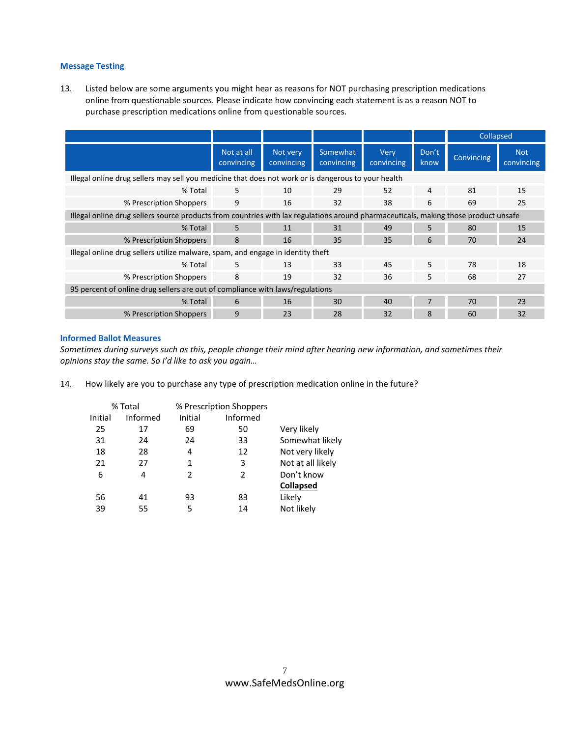### Message Testing

13. Listed below are some arguments you might hear as reasons for NOT purchasing prescription medications online from questionable sources. Please indicate how convincing each statement is as a reason NOT to purchase prescription medications online from questionable sources.

| | | | | | | Collapsed | |
|---|---|---|---|---|---|---|---|
| | Not at all convincing | Not very convincing | Somewhat convincing | Very convincing | Don't know | Convincing | Not convincing |
| Illegal online drug sellers may sell you medicine that does not work or is dangerous to your health | | | | | | | |
| % Total | 5 | 10 | 29 | 52 | 4 | 81 | 15 |
| % Prescription Shoppers | 9 | 16 | 32 | 38 | 6 | 69 | 25 |
| Illegal online drug sellers source products from countries with lax regulations around pharmaceuticals, making those product unsafe | | | | | | | |
| % Total | 5 | 11 | 31 | 49 | 5 | 80 | 15 |
| % Prescription Shoppers | 8 | 16 | 35 | 35 | 6 | 70 | 24 |
| Illegal online drug sellers utilize malware, spam, and engage in identity theft | | | | | | | |
| % Total | 5 | 13 | 33 | 45 | 5 | 78 | 18 |
| % Prescription Shoppers | 8 | 19 | 32 | 36 | 5 | 68 | 27 |
| 95 percent of online drug sellers are out of compliance with laws/regulations | | | | | | | |
| % Total | 6 | 16 | 30 | 40 | 7 | 70 | 23 |
| % Prescription Shoppers | 9 | 23 | 28 | 32 | 8 | 60 | 32 |

### Informed Ballot Measures

*Sometimes during surveys such as this, people change their mind after hearing new information, and sometimes their opinions stay the same. So I'd like to ask you again…*

14. How likely are you to purchase any type of prescription medication online in the future?

| % Total | | % Prescription Shoppers | | |
|---|---|---|---|---|
| Initial | Informed | Initial | Informed | |
| 25 | 17 | 69 | 50 | Very likely |
| 31 | 24 | 24 | 33 | Somewhat likely |
| 18 | 28 | 4 | 12 | Not very likely |
| 21 | 27 | 1 | 3 | Not at all likely |
| 6 | 4 | 2 | 2 | Don't know |
| | | | | **Collapsed** |
| 56 | 41 | 93 | 83 | Likely |
| 39 | 55 | 5 | 14 | Not likely |

www.SafeMedsOnline.org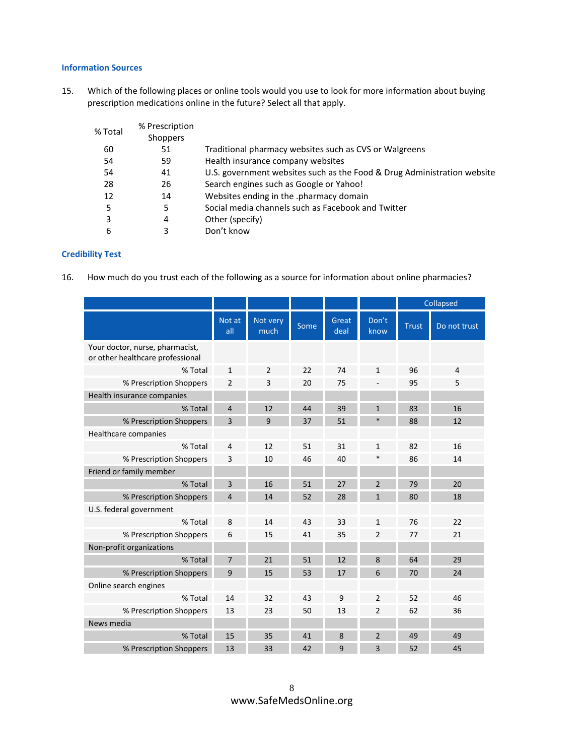### Information Sources

15. Which of the following places or online tools would you use to look for more information about buying prescription medications online in the future? Select all that apply.

| % Total | % Prescription Shoppers | |
|---|---|---|
| 60 | 51 | Traditional pharmacy websites such as CVS or Walgreens |
| 54 | 59 | Health insurance company websites |
| 54 | 41 | U.S. government websites such as the Food & Drug Administration website |
| 28 | 26 | Search engines such as Google or Yahoo! |
| 12 | 14 | Websites ending in the .pharmacy domain |
| 5 | 5 | Social media channels such as Facebook and Twitter |
| 3 | 4 | Other (specify) |
| 6 | 3 | Don't know |

### Credibility Test

16. How much do you trust each of the following as a source for information about online pharmacies?

| | | | | | | Collapsed | |
|---|---|---|---|---|---|---|---|
| | Not at all | Not very much | Some | Great deal | Don't know | Trust | Do not trust |
| Your doctor, nurse, pharmacist, or other healthcare professional | | | | | | | |
| % Total | 1 | 2 | 22 | 74 | 1 | 96 | 4 |
| % Prescription Shoppers | 2 | 3 | 20 | 75 | - | 95 | 5 |
| Health insurance companies | | | | | | | |
| % Total | 4 | 12 | 44 | 39 | 1 | 83 | 16 |
| % Prescription Shoppers | 3 | 9 | 37 | 51 | * | 88 | 12 |
| Healthcare companies | | | | | | | |
| % Total | 4 | 12 | 51 | 31 | 1 | 82 | 16 |
| % Prescription Shoppers | 3 | 10 | 46 | 40 | * | 86 | 14 |
| Friend or family member | | | | | | | |
| % Total | 3 | 16 | 51 | 27 | 2 | 79 | 20 |
| % Prescription Shoppers | 4 | 14 | 52 | 28 | 1 | 80 | 18 |
| U.S. federal government | | | | | | | |
| % Total | 8 | 14 | 43 | 33 | 1 | 76 | 22 |
| % Prescription Shoppers | 6 | 15 | 41 | 35 | 2 | 77 | 21 |
| Non-profit organizations | | | | | | | |
| % Total | 7 | 21 | 51 | 12 | 8 | 64 | 29 |
| % Prescription Shoppers | 9 | 15 | 53 | 17 | 6 | 70 | 24 |
| Online search engines | | | | | | | |
| % Total | 14 | 32 | 43 | 9 | 2 | 52 | 46 |
| % Prescription Shoppers | 13 | 23 | 50 | 13 | 2 | 62 | 36 |
| News media | | | | | | | |
| % Total | 15 | 35 | 41 | 8 | 2 | 49 | 49 |
| % Prescription Shoppers | 13 | 33 | 42 | 9 | 3 | 52 | 45 |

www.SafeMedsOnline.org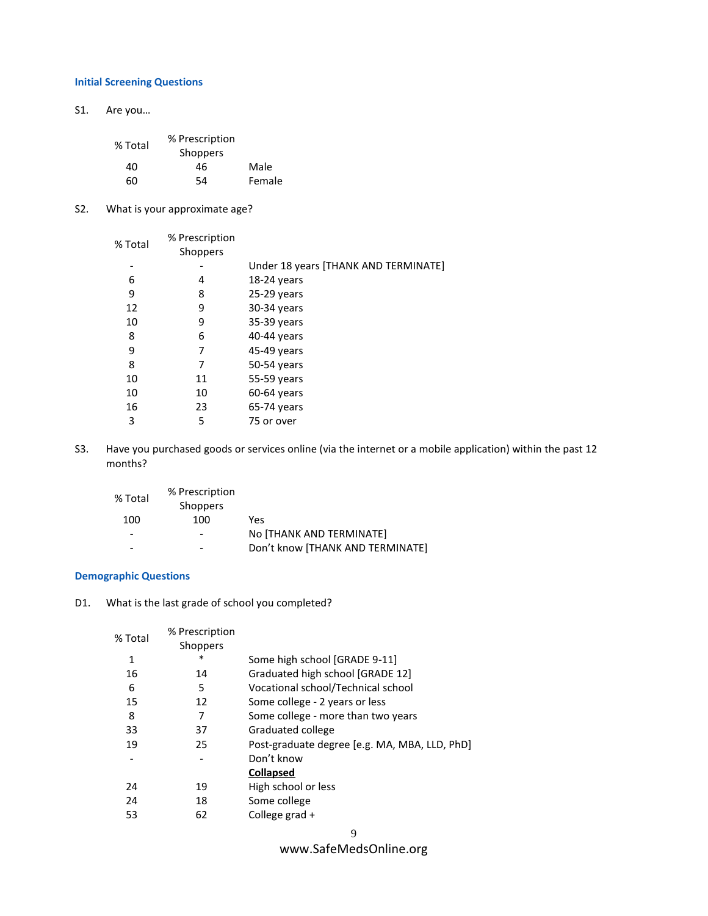### Initial Screening Questions

S1. Are you…

| % Total | % Prescription Shoppers | |
|---|---|---|
| 40 | 46 | Male |
| 60 | 54 | Female |

S2. What is your approximate age?

| % Total | % Prescription Shoppers | |
|---|---|---|
| - | - | Under 18 years [THANK AND TERMINATE] |
| 6 | 4 | 18-24 years |
| 9 | 8 | 25-29 years |
| 12 | 9 | 30-34 years |
| 10 | 9 | 35-39 years |
| 8 | 6 | 40-44 years |
| 9 | 7 | 45-49 years |
| 8 | 7 | 50-54 years |
| 10 | 11 | 55-59 years |
| 10 | 10 | 60-64 years |
| 16 | 23 | 65-74 years |
| 3 | 5 | 75 or over |

S3. Have you purchased goods or services online (via the internet or a mobile application) within the past 12 months?

| % Total | % Prescription Shoppers | |
|---|---|---|
| 100 | 100 | Yes |
| - | - | No [THANK AND TERMINATE] |
| - | - | Don't know [THANK AND TERMINATE] |

### Demographic Questions

D1. What is the last grade of school you completed?

| % Total | % Prescription Shoppers | |
|---|---|---|
| 1 | * | Some high school [GRADE 9-11] |
| 16 | 14 | Graduated high school [GRADE 12] |
| 6 | 5 | Vocational school/Technical school |
| 15 | 12 | Some college - 2 years or less |
| 8 | 7 | Some college - more than two years |
| 33 | 37 | Graduated college |
| 19 | 25 | Post-graduate degree [e.g. MA, MBA, LLD, PhD] |
| - | - | Don't know |
| | | **Collapsed** |
| 24 | 19 | High school or less |
| 24 | 18 | Some college |
| 53 | 62 | College grad + |

www.SafeMedsOnline.org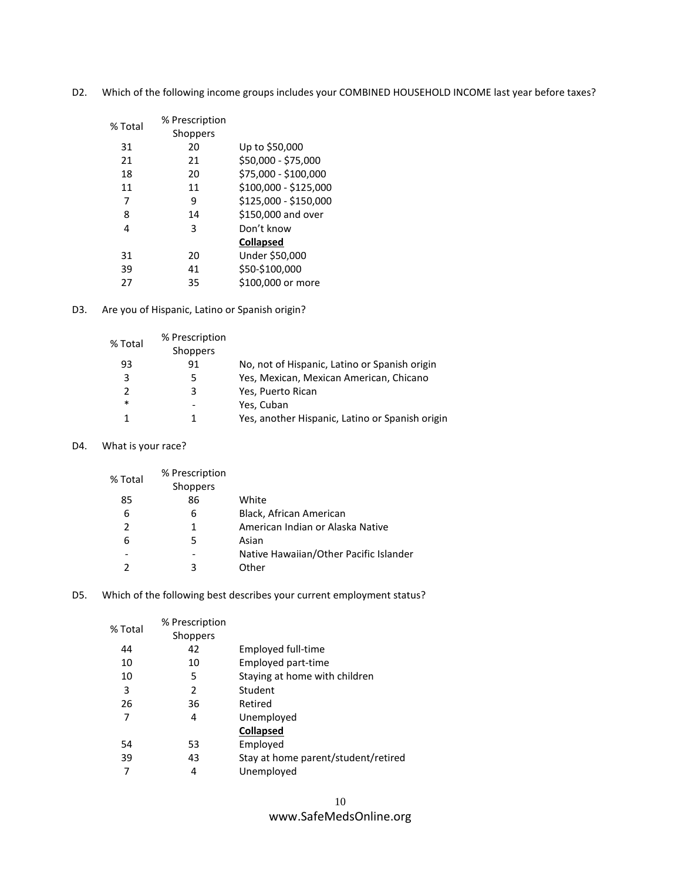D2. Which of the following income groups includes your COMBINED HOUSEHOLD INCOME last year before taxes?

| % Total | % Prescription Shoppers | |
|---|---|---|
| 31 | 20 | Up to $50,000 |
| 21 | 21 | $50,000 - $75,000 |
| 18 | 20 | $75,000 - $100,000 |
| 11 | 11 | $100,000 - $125,000 |
| 7 | 9 | $125,000 - $150,000 |
| 8 | 14 | $150,000 and over |
| 4 | 3 | Don't know |
| | | **Collapsed** |
| 31 | 20 | Under $50,000 |
| 39 | 41 | $50-$100,000 |
| 27 | 35 | $100,000 or more |

D3. Are you of Hispanic, Latino or Spanish origin?

| % Total | % Prescription Shoppers | |
|---|---|---|
| 93 | 91 | No, not of Hispanic, Latino or Spanish origin |
| 3 | 5 | Yes, Mexican, Mexican American, Chicano |
| 2 | 3 | Yes, Puerto Rican |
| * | - | Yes, Cuban |
| 1 | 1 | Yes, another Hispanic, Latino or Spanish origin |

D4. What is your race?

| % Total | % Prescription Shoppers | |
|---|---|---|
| 85 | 86 | White |
| 6 | 6 | Black, African American |
| 2 | 1 | American Indian or Alaska Native |
| 6 | 5 | Asian |
| - | - | Native Hawaiian/Other Pacific Islander |
| 2 | 3 | Other |

D5. Which of the following best describes your current employment status?

| % Total | % Prescription Shoppers | |
|---|---|---|
| 44 | 42 | Employed full-time |
| 10 | 10 | Employed part-time |
| 10 | 5 | Staying at home with children |
| 3 | 2 | Student |
| 26 | 36 | Retired |
| 7 | 4 | Unemployed |
| | | **Collapsed** |
| 54 | 53 | Employed |
| 39 | 43 | Stay at home parent/student/retired |
| 7 | 4 | Unemployed |

www.SafeMedsOnline.org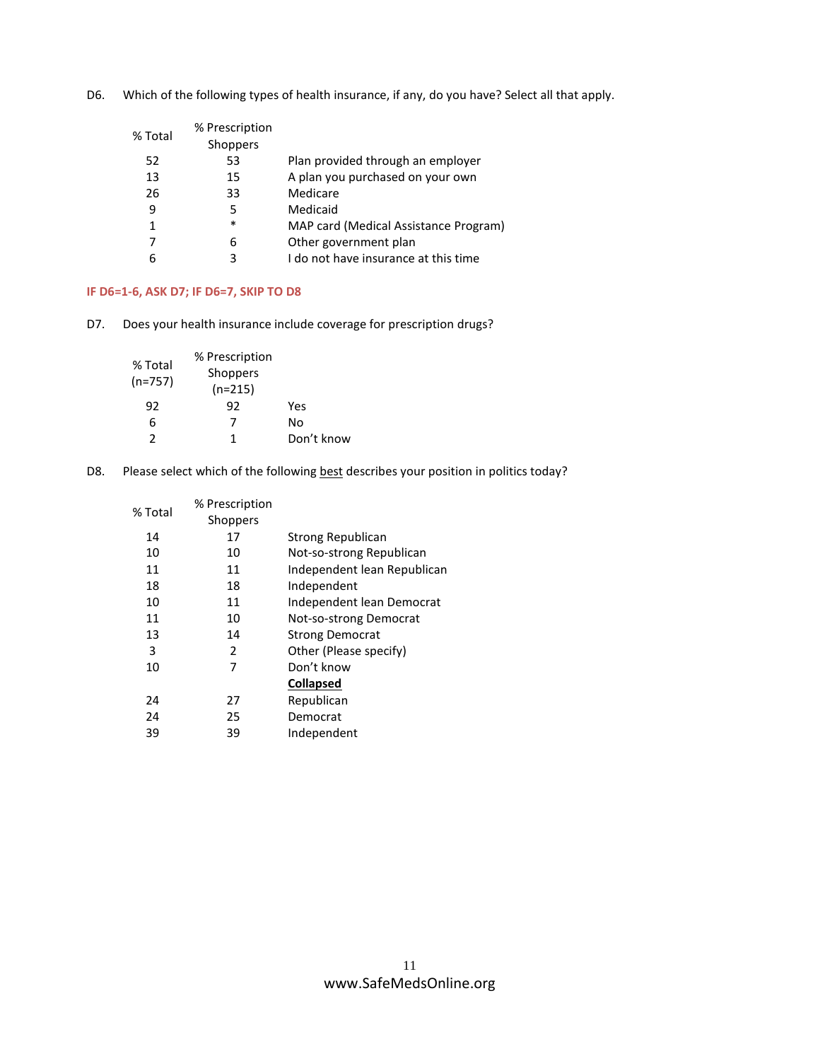D6. Which of the following types of health insurance, if any, do you have? Select all that apply.

| % Total | % Prescription Shoppers | |
|---|---|---|
| 52 | 53 | Plan provided through an employer |
| 13 | 15 | A plan you purchased on your own |
| 26 | 33 | Medicare |
| 9 | 5 | Medicaid |
| 1 | * | MAP card (Medical Assistance Program) |
| 7 | 6 | Other government plan |
| 6 | 3 | I do not have insurance at this time |

**IF D6=1-6, ASK D7; IF D6=7, SKIP TO D8**

D7. Does your health insurance include coverage for prescription drugs?

| % Total (n=757) | % Prescription Shoppers (n=215) | |
|---|---|---|
| 92 | 92 | Yes |
| 6 | 7 | No |
| 2 | 1 | Don't know |

D8. Please select which of the following best describes your position in politics today?

| % Total | % Prescription Shoppers | |
|---|---|---|
| 14 | 17 | Strong Republican |
| 10 | 10 | Not-so-strong Republican |
| 11 | 11 | Independent lean Republican |
| 18 | 18 | Independent |
| 10 | 11 | Independent lean Democrat |
| 11 | 10 | Not-so-strong Democrat |
| 13 | 14 | Strong Democrat |
| 3 | 2 | Other (Please specify) |
| 10 | 7 | Don't know |
| | | **Collapsed** |
| 24 | 27 | Republican |
| 24 | 25 | Democrat |
| 39 | 39 | Independent |

www.SafeMedsOnline.org